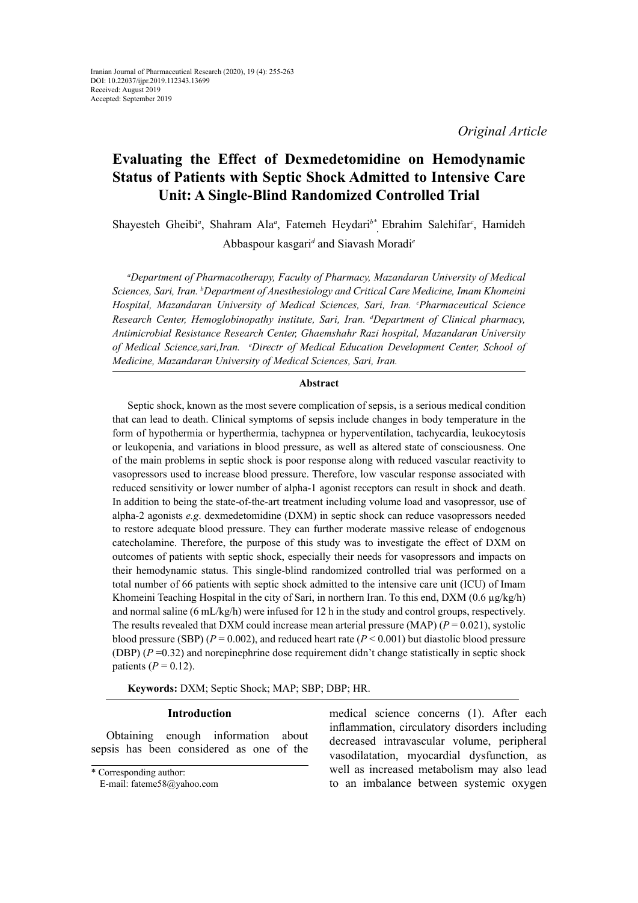Iranian Journal of Pharmaceutical Research (2020), 19 (4): 255-263
DOI: 10.22037/ijpr.2019.112343.13699
Received: August 2019
Accepted: September 2019

*Original Article*

# Evaluating the Effect of Dexmedetomidine on Hemodynamic Status of Patients with Septic Shock Admitted to Intensive Care Unit: A Single-Blind Randomized Controlled Trial

Shayesteh Gheibi[a], Shahram Ala[a], Fatemeh Heydari[b*], Ebrahim Salehifar[c], Hamideh Abbaspour kasgari[d] and Siavash Moradi[e]

[a]*Department of Pharmacotherapy, Faculty of Pharmacy, Mazandaran University of Medical Sciences, Sari, Iran.* [b]*Department of Anesthesiology and Critical Care Medicine, Imam Khomeini Hospital, Mazandaran University of Medical Sciences, Sari, Iran.* [c]*Pharmaceutical Science Research Center, Hemoglobinopathy institute, Sari, Iran.* [d]*Department of Clinical pharmacy, Antimicrobial Resistance Research Center, Ghaemshahr Razi hospital, Mazandaran University of Medical Science,sari,Iran.* [e]*Directr of Medical Education Development Center, School of Medicine, Mazandaran University of Medical Sciences, Sari, Iran.*

### Abstract

Septic shock, known as the most severe complication of sepsis, is a serious medical condition that can lead to death. Clinical symptoms of sepsis include changes in body temperature in the form of hypothermia or hyperthermia, tachypnea or hyperventilation, tachycardia, leukocytosis or leukopenia, and variations in blood pressure, as well as altered state of consciousness. One of the main problems in septic shock is poor response along with reduced vascular reactivity to vasopressors used to increase blood pressure. Therefore, low vascular response associated with reduced sensitivity or lower number of alpha-1 agonist receptors can result in shock and death. In addition to being the state-of-the-art treatment including volume load and vasopressor, use of alpha-2 agonists *e.g*. dexmedetomidine (DXM) in septic shock can reduce vasopressors needed to restore adequate blood pressure. They can further moderate massive release of endogenous catecholamine. Therefore, the purpose of this study was to investigate the effect of DXM on outcomes of patients with septic shock, especially their needs for vasopressors and impacts on their hemodynamic status. This single-blind randomized controlled trial was performed on a total number of 66 patients with septic shock admitted to the intensive care unit (ICU) of Imam Khomeini Teaching Hospital in the city of Sari, in northern Iran. To this end, DXM (0.6 µg/kg/h) and normal saline (6 mL/kg/h) were infused for 12 h in the study and control groups, respectively. The results revealed that DXM could increase mean arterial pressure (MAP) ($P = 0.021$), systolic blood pressure (SBP) ($P = 0.002$), and reduced heart rate ($P < 0.001$) but diastolic blood pressure (DBP) ($P = 0.32$) and norepinephrine dose requirement didn't change statistically in septic shock patients ($P = 0.12$).

**Keywords:** DXM; Septic Shock; MAP; SBP; DBP; HR.

## Introduction

Obtaining enough information about sepsis has been considered as one of the medical science concerns (1). After each inflammation, circulatory disorders including decreased intravascular volume, peripheral vasodilatation, myocardial dysfunction, as well as increased metabolism may also lead to an imbalance between systemic oxygen

\* Corresponding author:
E-mail: fateme58@yahoo.com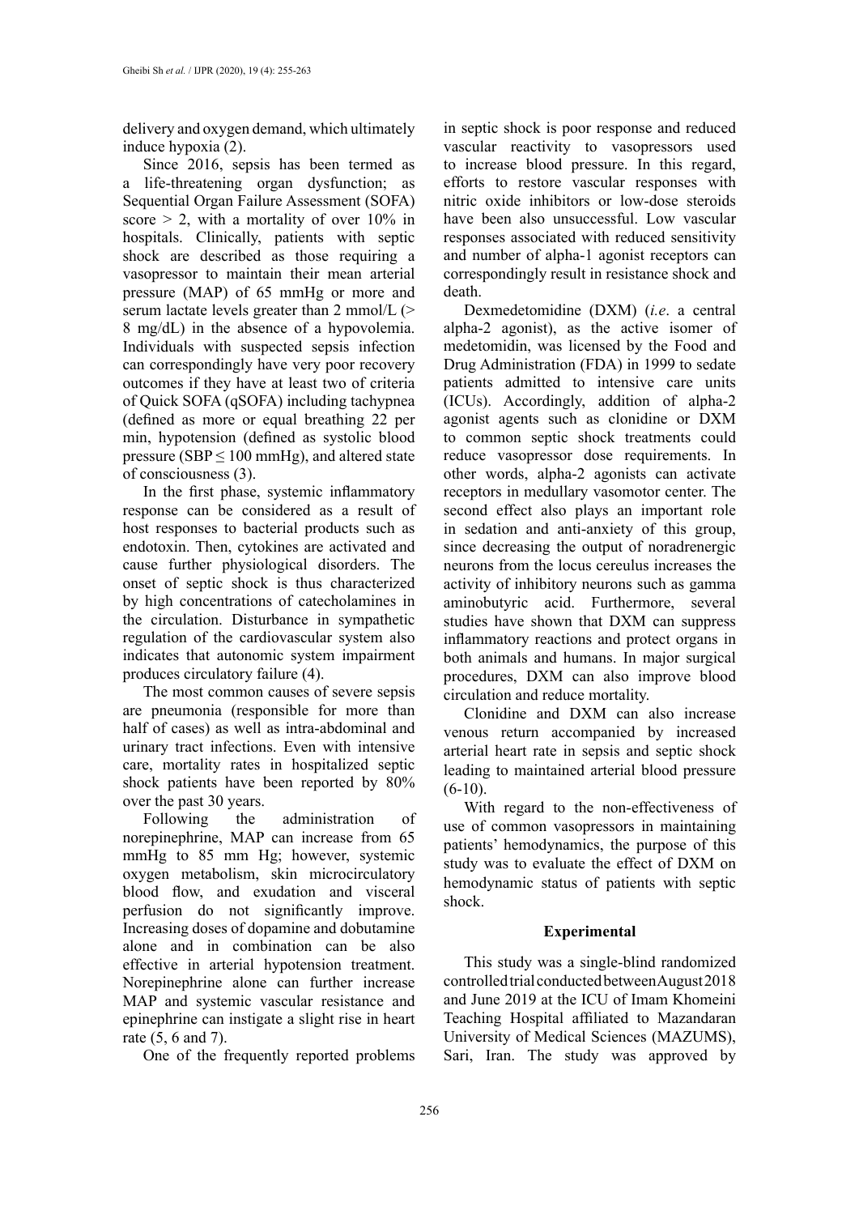delivery and oxygen demand, which ultimately induce hypoxia (2).

Since 2016, sepsis has been termed as a life-threatening organ dysfunction; as Sequential Organ Failure Assessment (SOFA) score > 2, with a mortality of over 10% in hospitals. Clinically, patients with septic shock are described as those requiring a vasopressor to maintain their mean arterial pressure (MAP) of 65 mmHg or more and serum lactate levels greater than 2 mmol/L (> 8 mg/dL) in the absence of a hypovolemia. Individuals with suspected sepsis infection can correspondingly have very poor recovery outcomes if they have at least two of criteria of Quick SOFA (qSOFA) including tachypnea (defined as more or equal breathing 22 per min, hypotension (defined as systolic blood pressure (SBP ≤ 100 mmHg), and altered state of consciousness (3).

In the first phase, systemic inflammatory response can be considered as a result of host responses to bacterial products such as endotoxin. Then, cytokines are activated and cause further physiological disorders. The onset of septic shock is thus characterized by high concentrations of catecholamines in the circulation. Disturbance in sympathetic regulation of the cardiovascular system also indicates that autonomic system impairment produces circulatory failure (4).

The most common causes of severe sepsis are pneumonia (responsible for more than half of cases) as well as intra-abdominal and urinary tract infections. Even with intensive care, mortality rates in hospitalized septic shock patients have been reported by 80% over the past 30 years.

Following the administration of norepinephrine, MAP can increase from 65 mmHg to 85 mm Hg; however, systemic oxygen metabolism, skin microcirculatory blood flow, and exudation and visceral perfusion do not significantly improve. Increasing doses of dopamine and dobutamine alone and in combination can be also effective in arterial hypotension treatment. Norepinephrine alone can further increase MAP and systemic vascular resistance and epinephrine can instigate a slight rise in heart rate (5, 6 and 7).

One of the frequently reported problems in septic shock is poor response and reduced vascular reactivity to vasopressors used to increase blood pressure. In this regard, efforts to restore vascular responses with nitric oxide inhibitors or low-dose steroids have been also unsuccessful. Low vascular responses associated with reduced sensitivity and number of alpha-1 agonist receptors can correspondingly result in resistance shock and death.

Dexmedetomidine (DXM) (*i.e*. a central alpha-2 agonist), as the active isomer of medetomidin, was licensed by the Food and Drug Administration (FDA) in 1999 to sedate patients admitted to intensive care units (ICUs). Accordingly, addition of alpha-2 agonist agents such as clonidine or DXM to common septic shock treatments could reduce vasopressor dose requirements. In other words, alpha-2 agonists can activate receptors in medullary vasomotor center. The second effect also plays an important role in sedation and anti-anxiety of this group, since decreasing the output of noradrenergic neurons from the locus cereulus increases the activity of inhibitory neurons such as gamma aminobutyric acid. Furthermore, several studies have shown that DXM can suppress inflammatory reactions and protect organs in both animals and humans. In major surgical procedures, DXM can also improve blood circulation and reduce mortality.

Clonidine and DXM can also increase venous return accompanied by increased arterial heart rate in sepsis and septic shock leading to maintained arterial blood pressure (6-10).

With regard to the non-effectiveness of use of common vasopressors in maintaining patients' hemodynamics, the purpose of this study was to evaluate the effect of DXM on hemodynamic status of patients with septic shock.

## Experimental

This study was a single-blind randomized controlled trial conducted between August 2018 and June 2019 at the ICU of Imam Khomeini Teaching Hospital affiliated to Mazandaran University of Medical Sciences (MAZUMS), Sari, Iran. The study was approved by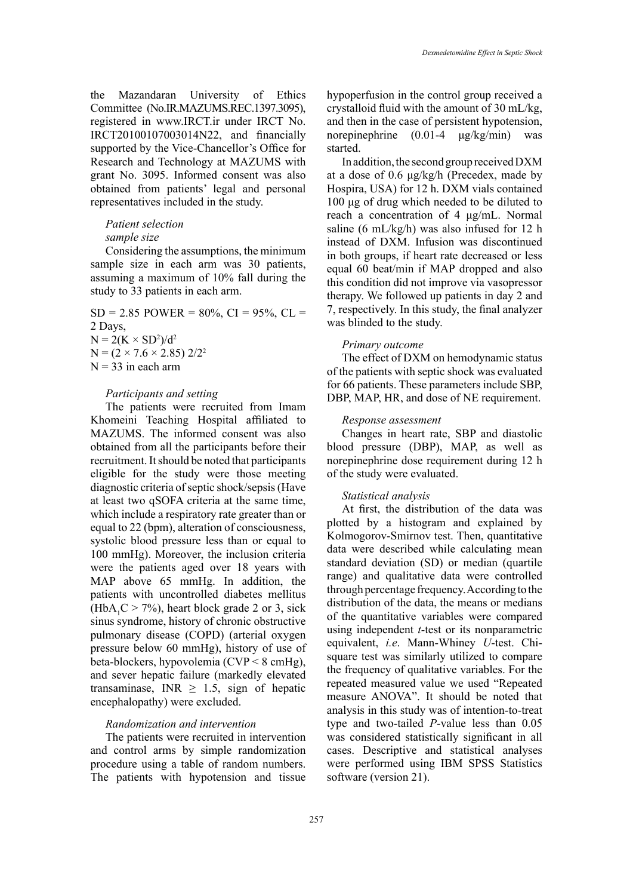the Mazandaran University of Ethics Committee (No.IR.MAZUMS.REC.1397.3095), registered in www.IRCT.ir under IRCT No. IRCT20100107003014N22, and financially supported by the Vice-Chancellor's Office for Research and Technology at MAZUMS with grant No. 3095. Informed consent was also obtained from patients' legal and personal representatives included in the study.

*Patient selection*

*sample size*

Considering the assumptions, the minimum sample size in each arm was 30 patients, assuming a maximum of 10% fall during the study to 33 patients in each arm.

SD = 2.85 POWER = 80%, CI = 95%, CL = 2 Days,

$N = 2(K \times SD^2)/d^2$

$N = (2 \times 7.6 \times 2.85)\ 2/2^2$

N = 33 in each arm

*Participants and setting*

The patients were recruited from Imam Khomeini Teaching Hospital affiliated to MAZUMS. The informed consent was also obtained from all the participants before their recruitment. It should be noted that participants eligible for the study were those meeting diagnostic criteria of septic shock/sepsis (Have at least two qSOFA criteria at the same time, which include a respiratory rate greater than or equal to 22 (bpm), alteration of consciousness, systolic blood pressure less than or equal to 100 mmHg). Moreover, the inclusion criteria were the patients aged over 18 years with MAP above 65 mmHg. In addition, the patients with uncontrolled diabetes mellitus ($HbA_1C$ > 7%), heart block grade 2 or 3, sick sinus syndrome, history of chronic obstructive pulmonary disease (COPD) (arterial oxygen pressure below 60 mmHg), history of use of beta-blockers, hypovolemia (CVP < 8 cmHg), and sever hepatic failure (markedly elevated transaminase, INR ≥ 1.5, sign of hepatic encephalopathy) were excluded.

*Randomization and intervention*

The patients were recruited in intervention and control arms by simple randomization procedure using a table of random numbers. The patients with hypotension and tissue hypoperfusion in the control group received a crystalloid fluid with the amount of 30 mL/kg, and then in the case of persistent hypotension, norepinephrine (0.01-4 µg/kg/min) was started.

In addition, the second group received DXM at a dose of 0.6 µg/kg/h (Precedex, made by Hospira, USA) for 12 h. DXM vials contained 100 µg of drug which needed to be diluted to reach a concentration of 4 µg/mL. Normal saline (6 mL/kg/h) was also infused for 12 h instead of DXM. Infusion was discontinued in both groups, if heart rate decreased or less equal 60 beat/min if MAP dropped and also this condition did not improve via vasopressor therapy. We followed up patients in day 2 and 7, respectively. In this study, the final analyzer was blinded to the study.

*Primary outcome*

The effect of DXM on hemodynamic status of the patients with septic shock was evaluated for 66 patients. These parameters include SBP, DBP, MAP, HR, and dose of NE requirement.

*Response assessment*

Changes in heart rate, SBP and diastolic blood pressure (DBP), MAP, as well as norepinephrine dose requirement during 12 h of the study were evaluated.

*Statistical analysis*

At first, the distribution of the data was plotted by a histogram and explained by Kolmogorov-Smirnov test. Then, quantitative data were described while calculating mean standard deviation (SD) or median (quartile range) and qualitative data were controlled through percentage frequency. According to the distribution of the data, the means or medians of the quantitative variables were compared using independent *t*-test or its nonparametric equivalent, *i.e*. Mann-Whiney *U*-test. Chi-square test was similarly utilized to compare the frequency of qualitative variables. For the repeated measured value we used "Repeated measure ANOVA". It should be noted that analysis in this study was of intention-to-treat type and two-tailed *P*-value less than 0.05 was considered statistically significant in all cases. Descriptive and statistical analyses were performed using IBM SPSS Statistics software (version 21).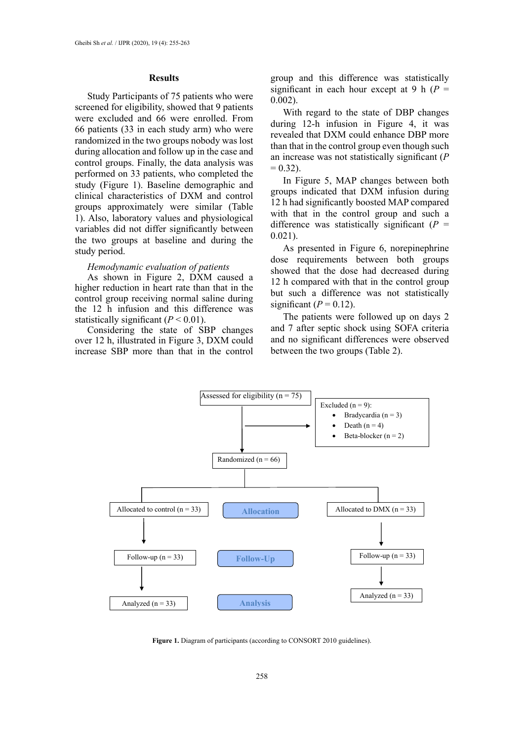## Results

Study Participants of 75 patients who were screened for eligibility, showed that 9 patients were excluded and 66 were enrolled. From 66 patients (33 in each study arm) who were randomized in the two groups nobody was lost during allocation and follow up in the case and control groups. Finally, the data analysis was performed on 33 patients, who completed the study (Figure 1). Baseline demographic and clinical characteristics of DXM and control groups approximately were similar (Table 1). Also, laboratory values and physiological variables did not differ significantly between the two groups at baseline and during the study period.

*Hemodynamic evaluation of patients*

As shown in Figure 2, DXM caused a higher reduction in heart rate than that in the control group receiving normal saline during the 12 h infusion and this difference was statistically significant ($P < 0.01$).

Considering the state of SBP changes over 12 h, illustrated in Figure 3, DXM could increase SBP more than that in the control group and this difference was statistically significant in each hour except at 9 h ($P = 0.002$).

With regard to the state of DBP changes during 12-h infusion in Figure 4, it was revealed that DXM could enhance DBP more than that in the control group even though such an increase was not statistically significant ($P = 0.32$).

In Figure 5, MAP changes between both groups indicated that DXM infusion during 12 h had significantly boosted MAP compared with that in the control group and such a difference was statistically significant ($P = 0.021$).

As presented in Figure 6, norepinephrine dose requirements between both groups showed that the dose had decreased during 12 h compared with that in the control group but such a difference was not statistically significant ($P = 0.12$).

The patients were followed up on days 2 and 7 after septic shock using SOFA criteria and no significant differences were observed between the two groups (Table 2).

Assessed for eligibility (n = 75)

Excluded (n = 9):
- Bradycardia (n = 3)
- Death (n = 4)
- Beta-blocker (n = 2)

Randomized (n = 66)

| | Allocation | |
|---|---|---|
| Allocated to control (n = 33) | | Allocated to DMX (n = 33) |
| | **Follow-Up** | |
| Follow-up (n = 33) | | Follow-up (n = 33) |
| | **Analysis** | |
| Analyzed (n = 33) | | Analyzed (n = 33) |

**Figure 1.** Diagram of participants (according to CONSORT 2010 guidelines).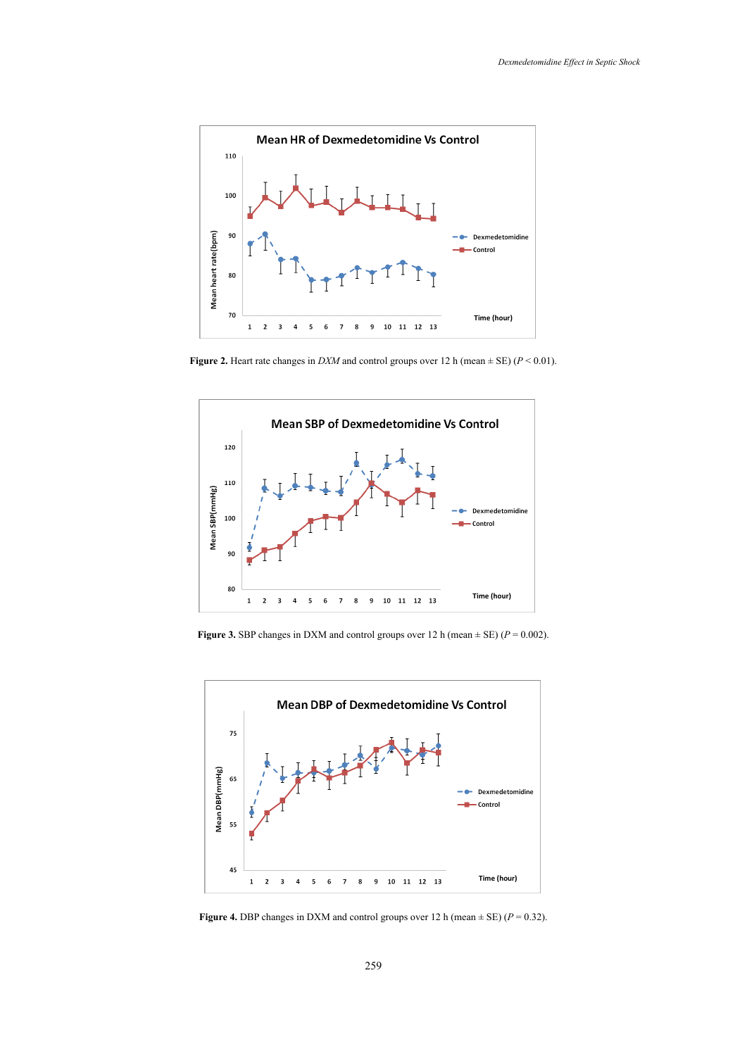**Figure 2.** Heart rate changes in *DXM* and control groups over 12 h (mean ± SE) ($P < 0.01$).

**Figure 3.** SBP changes in DXM and control groups over 12 h (mean ± SE) ($P = 0.002$).

**Figure 4.** DBP changes in DXM and control groups over 12 h (mean ± SE) ($P = 0.32$).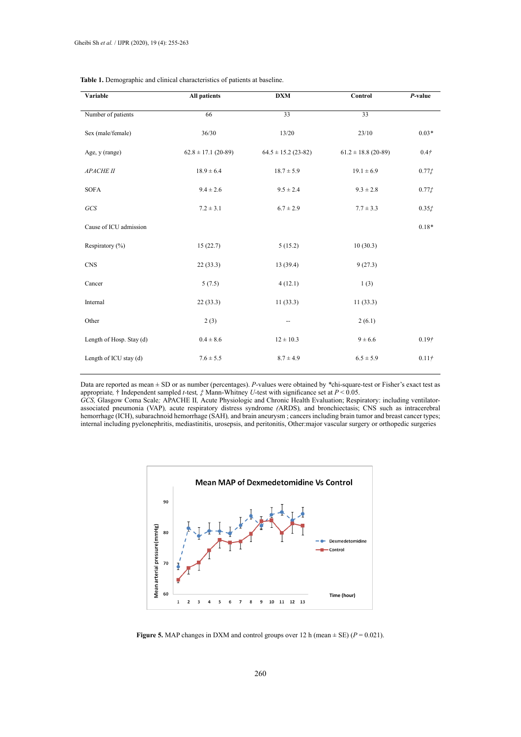**Table 1.** Demographic and clinical characteristics of patients at baseline.

| Variable | All patients | DXM | Control | *P*-value |
|---|---|---|---|---|
| Number of patients | 66 | 33 | 33 | |
| Sex (male/female) | 36/30 | 13/20 | 23/10 | 0.03* |
| Age, y (range) | 62.8 ± 17.1 (20-89) | 64.5 ± 15.2 (23-82) | 61.2 ± 18.8 (20-89) | 0.4† |
| *APACHE II* | 18.9 ± 6.4 | 18.7 ± 5.9 | 19.1 ± 6.9 | 0.77‡ |
| SOFA | 9.4 ± 2.6 | 9.5 ± 2.4 | 9.3 ± 2.8 | 0.77‡ |
| *GCS* | 7.2 ± 3.1 | 6.7 ± 2.9 | 7.7 ± 3.3 | 0.35‡ |
| Cause of ICU admission | | | | 0.18* |
| Respiratory (%) | 15 (22.7) | 5 (15.2) | 10 (30.3) | |
| CNS | 22 (33.3) | 13 (39.4) | 9 (27.3) | |
| Cancer | 5 (7.5) | 4 (12.1) | 1 (3) | |
| Internal | 22 (33.3) | 11 (33.3) | 11 (33.3) | |
| Other | 2 (3) | -- | 2 (6.1) | |
| Length of Hosp. Stay (d) | 0.4 ± 8.6 | 12 ± 10.3 | 9 ± 6.6 | 0.19† |
| Length of ICU stay (d) | 7.6 ± 5.5 | 8.7 ± 4.9 | 6.5 ± 5.9 | 0.11† |

Data are reported as mean ± SD or as number (percentages). *P*-values were obtained by *chi-square-test or Fisher's exact test as appropriate, † Independent sampled *t*-test, ‡ Mann-Whitney *U*-test with significance set at $P < 0.05$.
*GCS,* Glasgow Coma Scale*;* APACHE II, Acute Physiologic and Chronic Health Evaluation; Respiratory: including ventilator-associated pneumonia (VAP)*,* acute respiratory distress syndrome *(*ARDS)*,* and bronchiectasis; CNS such as intracerebral hemorrhage (ICH), subarachnoid hemorrhage (SAH)*,* and brain aneurysm ; cancers including brain tumor and breast cancer types; internal including pyelonephritis, mediastinitis, urosepsis, and peritonitis, Other:major vascular surgery or orthopedic surgeries

**Figure 5.** MAP changes in DXM and control groups over 12 h (mean ± SE) ($P = 0.021$).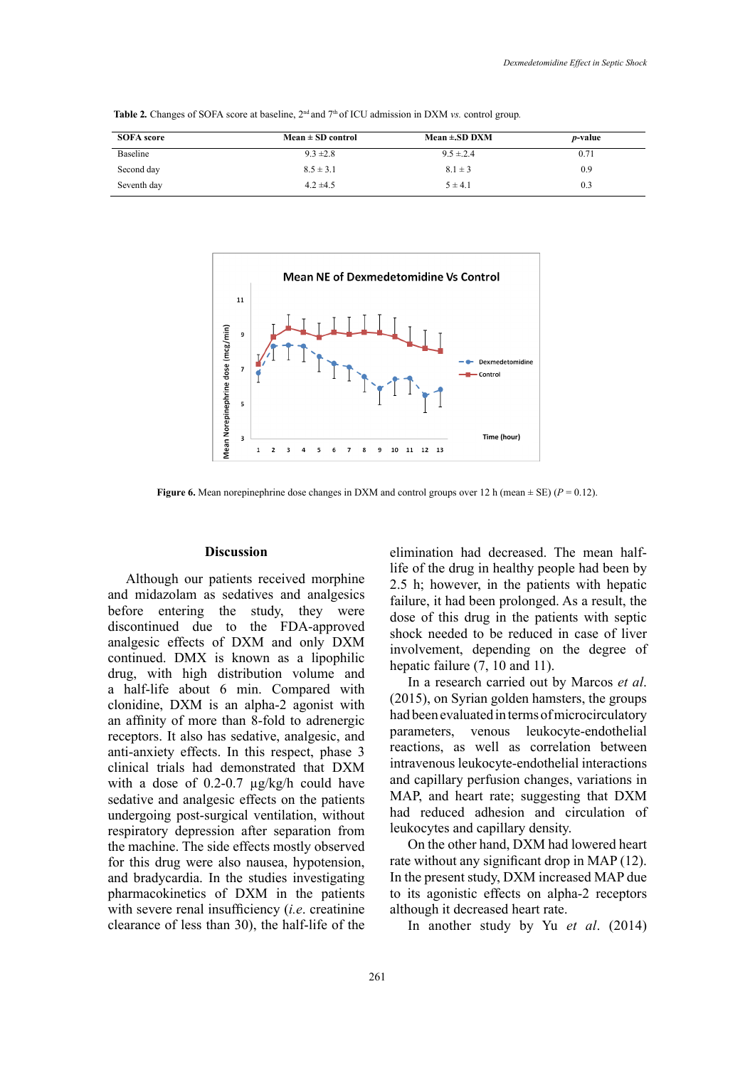**Table 2.** Changes of SOFA score at baseline, 2nd and 7th of ICU admission in DXM *vs.* control group.

| SOFA score | Mean ± SD control | Mean ±.SD DXM | *p*-value |
|---|---|---|---|
| Baseline | 9.3 ±2.8 | 9.5 ±.2.4 | 0.71 |
| Second day | 8.5 ± 3.1 | 8.1 ± 3 | 0.9 |
| Seventh day | 4.2 ±4.5 | 5 ± 4.1 | 0.3 |

**Figure 6.** Mean norepinephrine dose changes in DXM and control groups over 12 h (mean ± SE) (*P* = 0.12).

## Discussion

Although our patients received morphine and midazolam as sedatives and analgesics before entering the study, they were discontinued due to the FDA-approved analgesic effects of DXM and only DXM continued. DMX is known as a lipophilic drug, with high distribution volume and a half-life about 6 min. Compared with clonidine, DXM is an alpha-2 agonist with an affinity of more than 8-fold to adrenergic receptors. It also has sedative, analgesic, and anti-anxiety effects. In this respect, phase 3 clinical trials had demonstrated that DXM with a dose of 0.2-0.7 μg/kg/h could have sedative and analgesic effects on the patients undergoing post-surgical ventilation, without respiratory depression after separation from the machine. The side effects mostly observed for this drug were also nausea, hypotension, and bradycardia. In the studies investigating pharmacokinetics of DXM in the patients with severe renal insufficiency (*i.e*. creatinine clearance of less than 30), the half-life of the elimination had decreased. The mean half-life of the drug in healthy people had been by 2.5 h; however, in the patients with hepatic failure, it had been prolonged. As a result, the dose of this drug in the patients with septic shock needed to be reduced in case of liver involvement, depending on the degree of hepatic failure (7, 10 and 11).

In a research carried out by Marcos *et al*. (2015), on Syrian golden hamsters, the groups had been evaluated in terms of microcirculatory parameters, venous leukocyte-endothelial reactions, as well as correlation between intravenous leukocyte-endothelial interactions and capillary perfusion changes, variations in MAP, and heart rate; suggesting that DXM had reduced adhesion and circulation of leukocytes and capillary density.

On the other hand, DXM had lowered heart rate without any significant drop in MAP (12). In the present study, DXM increased MAP due to its agonistic effects on alpha-2 receptors although it decreased heart rate.

In another study by Yu *et al*. (2014)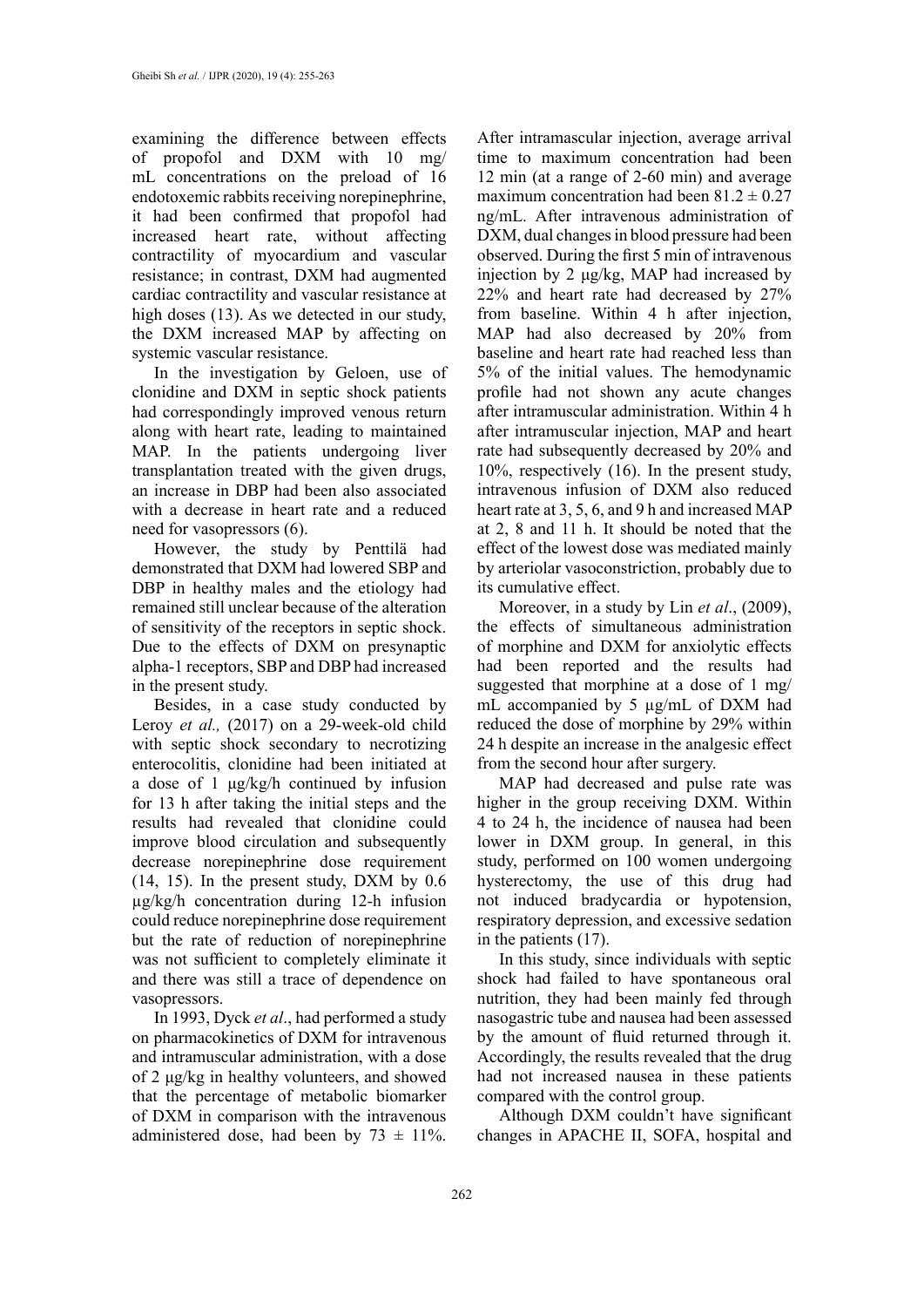examining the difference between effects of propofol and DXM with 10 mg/mL concentrations on the preload of 16 endotoxemic rabbits receiving norepinephrine, it had been confirmed that propofol had increased heart rate, without affecting contractility of myocardium and vascular resistance; in contrast, DXM had augmented cardiac contractility and vascular resistance at high doses (13). As we detected in our study, the DXM increased MAP by affecting on systemic vascular resistance.

In the investigation by Geloen, use of clonidine and DXM in septic shock patients had correspondingly improved venous return along with heart rate, leading to maintained MAP. In the patients undergoing liver transplantation treated with the given drugs, an increase in DBP had been also associated with a decrease in heart rate and a reduced need for vasopressors (6).

However, the study by Penttilä had demonstrated that DXM had lowered SBP and DBP in healthy males and the etiology had remained still unclear because of the alteration of sensitivity of the receptors in septic shock. Due to the effects of DXM on presynaptic alpha-1 receptors, SBP and DBP had increased in the present study.

Besides, in a case study conducted by Leroy *et al.,* (2017) on a 29-week-old child with septic shock secondary to necrotizing enterocolitis, clonidine had been initiated at a dose of 1 µg/kg/h continued by infusion for 13 h after taking the initial steps and the results had revealed that clonidine could improve blood circulation and subsequently decrease norepinephrine dose requirement (14, 15). In the present study, DXM by 0.6 µg/kg/h concentration during 12-h infusion could reduce norepinephrine dose requirement but the rate of reduction of norepinephrine was not sufficient to completely eliminate it and there was still a trace of dependence on vasopressors.

In 1993, Dyck *et al*., had performed a study on pharmacokinetics of DXM for intravenous and intramuscular administration, with a dose of 2 µg/kg in healthy volunteers, and showed that the percentage of metabolic biomarker of DXM in comparison with the intravenous administered dose, had been by $73 \pm 11\%$. After intramuscular injection, average arrival time to maximum concentration had been 12 min (at a range of 2-60 min) and average maximum concentration had been $81.2 \pm 0.27$ ng/mL. After intravenous administration of DXM, dual changes in blood pressure had been observed. During the first 5 min of intravenous injection by 2 µg/kg, MAP had increased by 22% and heart rate had decreased by 27% from baseline. Within 4 h after injection, MAP had also decreased by 20% from baseline and heart rate had reached less than 5% of the initial values. The hemodynamic profile had not shown any acute changes after intramuscular administration. Within 4 h after intramuscular injection, MAP and heart rate had subsequently decreased by 20% and 10%, respectively (16). In the present study, intravenous infusion of DXM also reduced heart rate at 3, 5, 6, and 9 h and increased MAP at 2, 8 and 11 h. It should be noted that the effect of the lowest dose was mediated mainly by arteriolar vasoconstriction, probably due to its cumulative effect.

Moreover, in a study by Lin *et al*., (2009), the effects of simultaneous administration of morphine and DXM for anxiolytic effects had been reported and the results had suggested that morphine at a dose of 1 mg/mL accompanied by 5 µg/mL of DXM had reduced the dose of morphine by 29% within 24 h despite an increase in the analgesic effect from the second hour after surgery.

MAP had decreased and pulse rate was higher in the group receiving DXM. Within 4 to 24 h, the incidence of nausea had been lower in DXM group. In general, in this study, performed on 100 women undergoing hysterectomy, the use of this drug had not induced bradycardia or hypotension, respiratory depression, and excessive sedation in the patients (17).

In this study, since individuals with septic shock had failed to have spontaneous oral nutrition, they had been mainly fed through nasogastric tube and nausea had been assessed by the amount of fluid returned through it. Accordingly, the results revealed that the drug had not increased nausea in these patients compared with the control group.

Although DXM couldn't have significant changes in APACHE II, SOFA, hospital and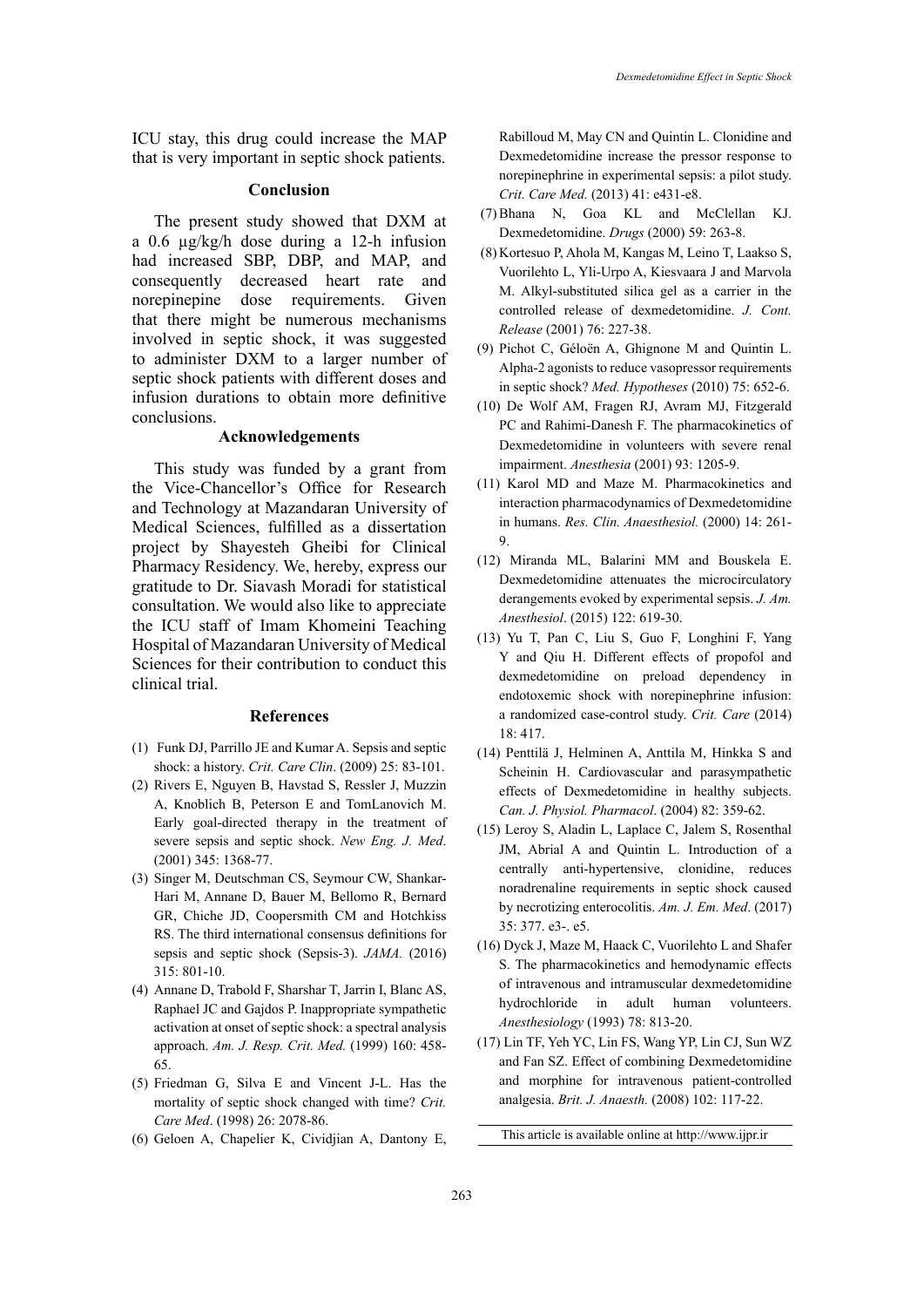ICU stay, this drug could increase the MAP that is very important in septic shock patients.

## Conclusion

The present study showed that DXM at a 0.6 μg/kg/h dose during a 12-h infusion had increased SBP, DBP, and MAP, and consequently decreased heart rate and norepinepine dose requirements. Given that there might be numerous mechanisms involved in septic shock, it was suggested to administer DXM to a larger number of septic shock patients with different doses and infusion durations to obtain more definitive conclusions.

## Acknowledgements

This study was funded by a grant from the Vice-Chancellor's Office for Research and Technology at Mazandaran University of Medical Sciences, fulfilled as a dissertation project by Shayesteh Gheibi for Clinical Pharmacy Residency. We, hereby, express our gratitude to Dr. Siavash Moradi for statistical consultation. We would also like to appreciate the ICU staff of Imam Khomeini Teaching Hospital of Mazandaran University of Medical Sciences for their contribution to conduct this clinical trial.

## References

(1) Funk DJ, Parrillo JE and Kumar A. Sepsis and septic shock: a history. *Crit. Care Clin*. (2009) 25: 83-101.

(2) Rivers E, Nguyen B, Havstad S, Ressler J, Muzzin A, Knoblich B, Peterson E and TomLanovich M. Early goal-directed therapy in the treatment of severe sepsis and septic shock. *New Eng. J. Med*. (2001) 345: 1368-77.

(3) Singer M, Deutschman CS, Seymour CW, Shankar-Hari M, Annane D, Bauer M, Bellomo R, Bernard GR, Chiche JD, Coopersmith CM and Hotchkiss RS. The third international consensus definitions for sepsis and septic shock (Sepsis-3). *JAMA.* (2016) 315: 801-10.

(4) Annane D, Trabold F, Sharshar T, Jarrin I, Blanc AS, Raphael JC and Gajdos P. Inappropriate sympathetic activation at onset of septic shock: a spectral analysis approach. *Am. J. Resp. Crit. Med.* (1999) 160: 458-65.

(5) Friedman G, Silva E and Vincent J-L. Has the mortality of septic shock changed with time? *Crit. Care Med*. (1998) 26: 2078-86.

(6) Geloen A, Chapelier K, Cividjian A, Dantony E, Rabilloud M, May CN and Quintin L. Clonidine and Dexmedetomidine increase the pressor response to norepinephrine in experimental sepsis: a pilot study. *Crit. Care Med.* (2013) 41: e431-e8.

(7) Bhana N, Goa KL and McClellan KJ. Dexmedetomidine. *Drugs* (2000) 59: 263-8.

(8) Kortesuo P, Ahola M, Kangas M, Leino T, Laakso S, Vuorilehto L, Yli-Urpo A, Kiesvaara J and Marvola M. Alkyl-substituted silica gel as a carrier in the controlled release of dexmedetomidine. *J. Cont. Release* (2001) 76: 227-38.

(9) Pichot C, Géloën A, Ghignone M and Quintin L. Alpha-2 agonists to reduce vasopressor requirements in septic shock? *Med. Hypotheses* (2010) 75: 652-6.

(10) De Wolf AM, Fragen RJ, Avram MJ, Fitzgerald PC and Rahimi-Danesh F. The pharmacokinetics of Dexmedetomidine in volunteers with severe renal impairment. *Anesthesia* (2001) 93: 1205-9.

(11) Karol MD and Maze M. Pharmacokinetics and interaction pharmacodynamics of Dexmedetomidine in humans. *Res. Clin. Anaesthesiol.* (2000) 14: 261-9.

(12) Miranda ML, Balarini MM and Bouskela E. Dexmedetomidine attenuates the microcirculatory derangements evoked by experimental sepsis. *J. Am. Anesthesiol*. (2015) 122: 619-30.

(13) Yu T, Pan C, Liu S, Guo F, Longhini F, Yang Y and Qiu H. Different effects of propofol and dexmedetomidine on preload dependency in endotoxemic shock with norepinephrine infusion: a randomized case-control study. *Crit. Care* (2014) 18: 417.

(14) Penttilä J, Helminen A, Anttila M, Hinkka S and Scheinin H. Cardiovascular and parasympathetic effects of Dexmedetomidine in healthy subjects. *Can. J. Physiol. Pharmacol*. (2004) 82: 359-62.

(15) Leroy S, Aladin L, Laplace C, Jalem S, Rosenthal JM, Abrial A and Quintin L. Introduction of a centrally anti-hypertensive, clonidine, reduces noradrenaline requirements in septic shock caused by necrotizing enterocolitis. *Am. J. Em. Med*. (2017) 35: 377. e3-. e5.

(16) Dyck J, Maze M, Haack C, Vuorilehto L and Shafer S. The pharmacokinetics and hemodynamic effects of intravenous and intramuscular dexmedetomidine hydrochloride in adult human volunteers. *Anesthesiology* (1993) 78: 813-20.

(17) Lin TF, Yeh YC, Lin FS, Wang YP, Lin CJ, Sun WZ and Fan SZ. Effect of combining Dexmedetomidine and morphine for intravenous patient-controlled analgesia. *Brit. J. Anaesth.* (2008) 102: 117-22.

This article is available online at http://www.ijpr.ir